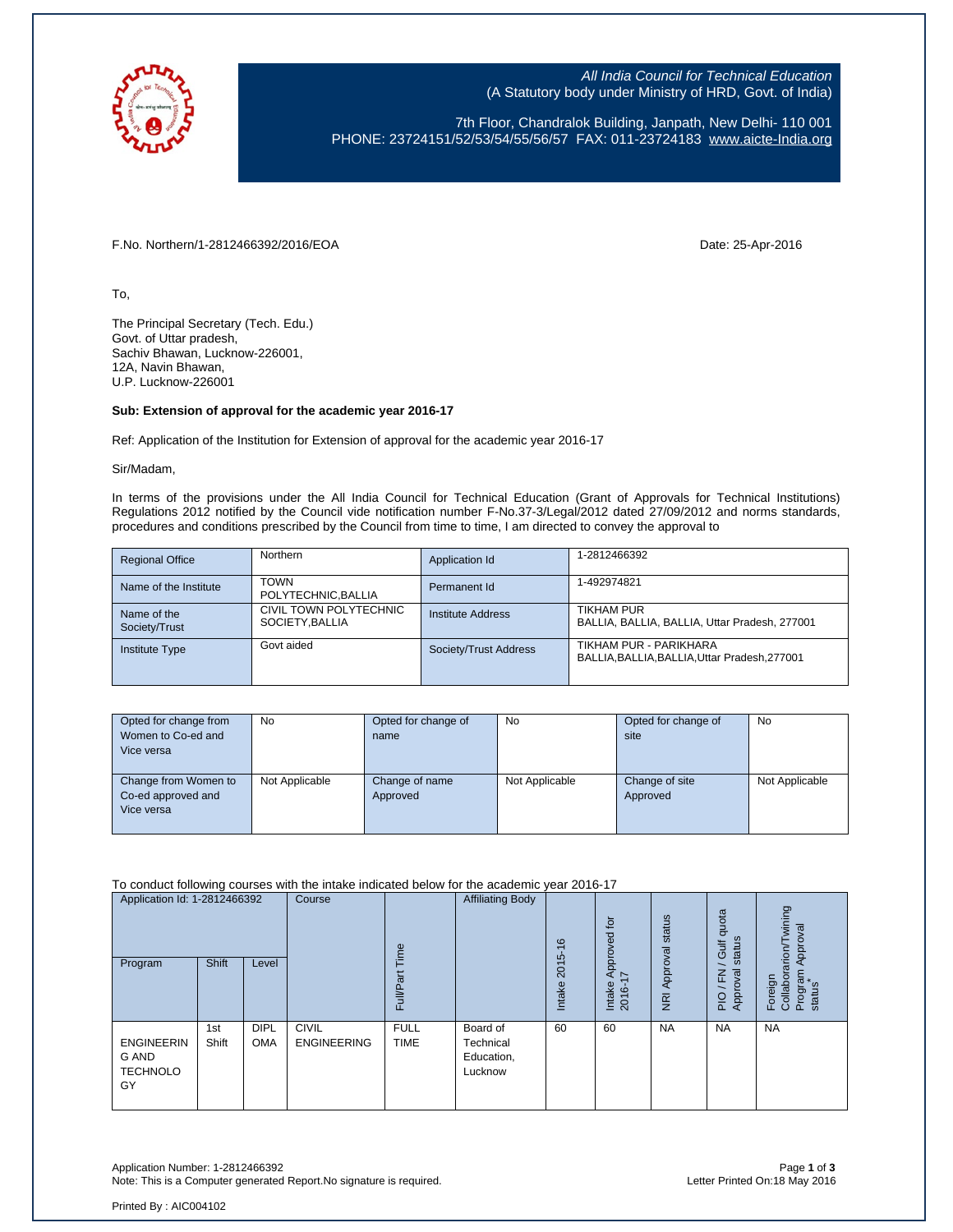*All India Council for Technical Education*
(A Statutory body under Ministry of HRD, Govt. of India)

7th Floor, Chandralok Building, Janpath, New Delhi- 110 001
PHONE: 23724151/52/53/54/55/56/57 FAX: 011-23724183 www.aicte-India.org

F.No. Northern/1-2812466392/2016/EOA    Date: 25-Apr-2016

To,

The Principal Secretary (Tech. Edu.)
Govt. of Uttar pradesh,
Sachiv Bhawan, Lucknow-226001,
12A, Navin Bhawan,
U.P. Lucknow-226001

**Sub: Extension of approval for the academic year 2016-17**

Ref: Application of the Institution for Extension of approval for the academic year 2016-17

Sir/Madam,

In terms of the provisions under the All India Council for Technical Education (Grant of Approvals for Technical Institutions) Regulations 2012 notified by the Council vide notification number F-No.37-3/Legal/2012 dated 27/09/2012 and norms standards, procedures and conditions prescribed by the Council from time to time, I am directed to convey the approval to

| Regional Office | Northern | Application Id | 1-2812466392 |
|---|---|---|---|
| Name of the Institute | TOWN POLYTECHNIC,BALLIA | Permanent Id | 1-492974821 |
| Name of the Society/Trust | CIVIL TOWN POLYTECHNIC SOCIETY,BALLIA | Institute Address | TIKHAM PUR BALLIA, BALLIA, BALLIA, Uttar Pradesh, 277001 |
| Institute Type | Govt aided | Society/Trust Address | TIKHAM PUR - PARIKHARA BALLIA,BALLIA,BALLIA,Uttar Pradesh,277001 |

| Opted for change from Women to Co-ed and Vice versa | No | Opted for change of name | No | Opted for change of site | No |
|---|---|---|---|---|---|
| Change from Women to Co-ed approved and Vice versa | Not Applicable | Change of name Approved | Not Applicable | Change of site Approved | Not Applicable |

To conduct following courses with the intake indicated below for the academic year 2016-17

| Application Id: 1-2812466392 | | | Course | Full/Part Time | Affiliating Body | Intake 2015-16 | Intake Approved for 2016-17 | NRI Approval status | PIO / FN / Gulf quota Approval status | Foreign Collaboration/Twining Program Approval status* |
|---|---|---|---|---|---|---|---|---|---|---|
| Program | Shift | Level | | | | | | | | |
| ENGINEERING AND TECHNOLOGY | 1st Shift | DIPLOMA | CIVIL ENGINEERING | FULL TIME | Board of Technical Education, Lucknow | 60 | 60 | NA | NA | NA |

Application Number: 1-2812466392
Note: This is a Computer generated Report.No signature is required.
Letter Printed On:18 May 2016

Printed By : AIC004102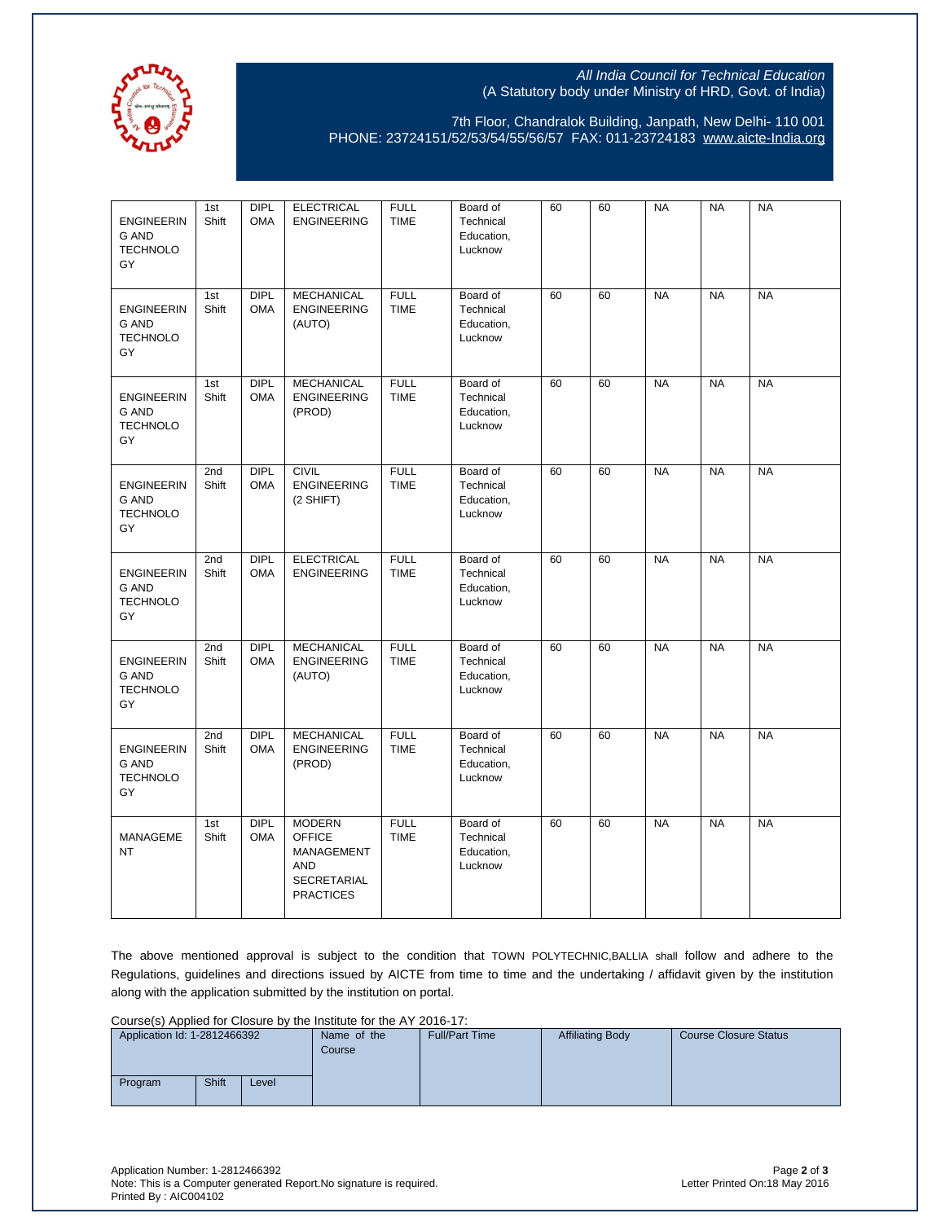*All India Council for Technical Education*
(A Statutory body under Ministry of HRD, Govt. of India)

7th Floor, Chandralok Building, Janpath, New Delhi- 110 001
PHONE: 23724151/52/53/54/55/56/57 FAX: 011-23724183 www.aicte-India.org

| | | | | | | | | | | |
|---|---|---|---|---|---|---|---|---|---|---|
| ENGINEERING AND TECHNOLOGY | 1st Shift | DIPLOMA | ELECTRICAL ENGINEERING | FULL TIME | Board of Technical Education, Lucknow | 60 | 60 | NA | NA | NA |
| ENGINEERING AND TECHNOLOGY | 1st Shift | DIPLOMA | MECHANICAL ENGINEERING (AUTO) | FULL TIME | Board of Technical Education, Lucknow | 60 | 60 | NA | NA | NA |
| ENGINEERING AND TECHNOLOGY | 1st Shift | DIPLOMA | MECHANICAL ENGINEERING (PROD) | FULL TIME | Board of Technical Education, Lucknow | 60 | 60 | NA | NA | NA |
| ENGINEERING AND TECHNOLOGY | 2nd Shift | DIPLOMA | CIVIL ENGINEERING (2 SHIFT) | FULL TIME | Board of Technical Education, Lucknow | 60 | 60 | NA | NA | NA |
| ENGINEERING AND TECHNOLOGY | 2nd Shift | DIPLOMA | ELECTRICAL ENGINEERING | FULL TIME | Board of Technical Education, Lucknow | 60 | 60 | NA | NA | NA |
| ENGINEERING AND TECHNOLOGY | 2nd Shift | DIPLOMA | MECHANICAL ENGINEERING (AUTO) | FULL TIME | Board of Technical Education, Lucknow | 60 | 60 | NA | NA | NA |
| ENGINEERING AND TECHNOLOGY | 2nd Shift | DIPLOMA | MECHANICAL ENGINEERING (PROD) | FULL TIME | Board of Technical Education, Lucknow | 60 | 60 | NA | NA | NA |
| MANAGEMENT | 1st Shift | DIPLOMA | MODERN OFFICE MANAGEMENT AND SECRETARIAL PRACTICES | FULL TIME | Board of Technical Education, Lucknow | 60 | 60 | NA | NA | NA |

The above mentioned approval is subject to the condition that TOWN POLYTECHNIC,BALLIA shall follow and adhere to the Regulations, guidelines and directions issued by AICTE from time to time and the undertaking / affidavit given by the institution along with the application submitted by the institution on portal.

Course(s) Applied for Closure by the Institute for the AY 2016-17:

| Application Id: 1-2812466392 | | | Name of the Course | Full/Part Time | Affiliating Body | Course Closure Status |
|---|---|---|---|---|---|---|
| Program | Shift | Level | | | | |

Application Number: 1-2812466392
Note: This is a Computer generated Report.No signature is required.
Printed By : AIC004102

Letter Printed On:18 May 2016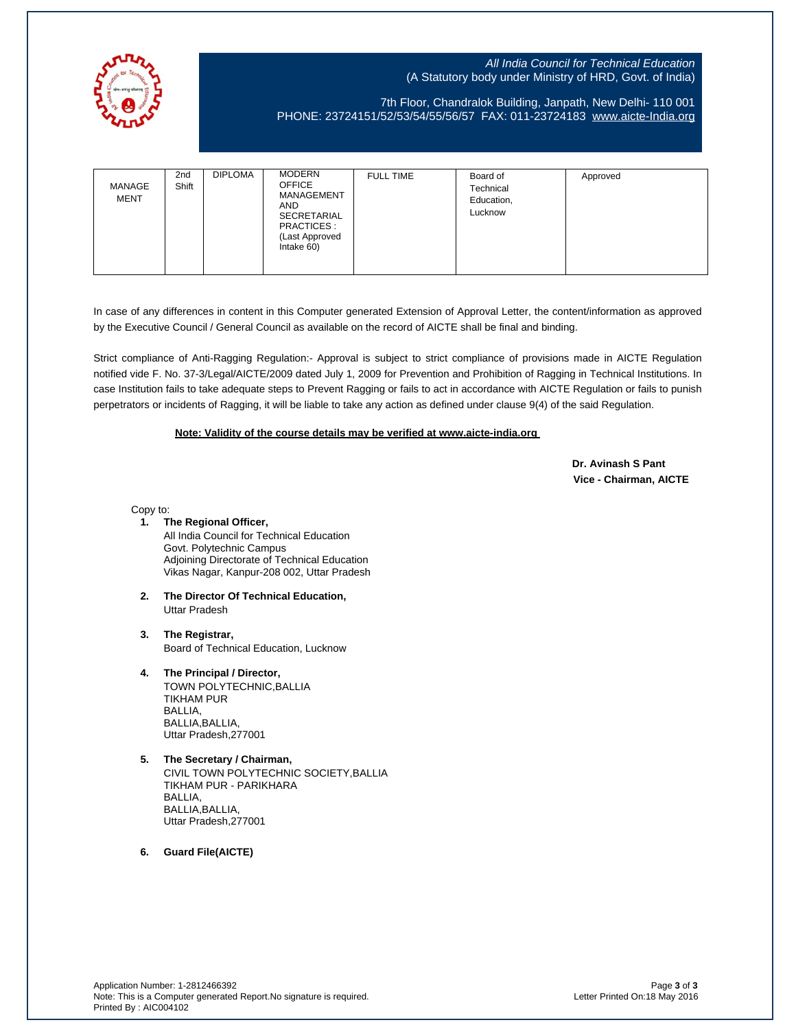All India Council for Technical Education
(A Statutory body under Ministry of HRD, Govt. of India)

7th Floor, Chandralok Building, Janpath, New Delhi- 110 001
PHONE: 23724151/52/53/54/55/56/57 FAX: 011-23724183 www.aicte-India.org

| | | | | | | |
|---|---|---|---|---|---|---|
| MANAGE MENT | 2nd Shift | DIPLOMA | MODERN OFFICE MANAGEMENT AND SECRETARIAL PRACTICES : (Last Approved Intake 60) | FULL TIME | Board of Technical Education, Lucknow | Approved |

In case of any differences in content in this Computer generated Extension of Approval Letter, the content/information as approved by the Executive Council / General Council as available on the record of AICTE shall be final and binding.

Strict compliance of Anti-Ragging Regulation:- Approval is subject to strict compliance of provisions made in AICTE Regulation notified vide F. No. 37-3/Legal/AICTE/2009 dated July 1, 2009 for Prevention and Prohibition of Ragging in Technical Institutions. In case Institution fails to take adequate steps to Prevent Ragging or fails to act in accordance with AICTE Regulation or fails to punish perpetrators or incidents of Ragging, it will be liable to take any action as defined under clause 9(4) of the said Regulation.

**Note: Validity of the course details may be verified at www.aicte-india.org**

**Dr. Avinash S Pant**
**Vice - Chairman, AICTE**

Copy to:

1. **The Regional Officer,**
   All India Council for Technical Education
   Govt. Polytechnic Campus
   Adjoining Directorate of Technical Education
   Vikas Nagar, Kanpur-208 002, Uttar Pradesh

2. **The Director Of Technical Education,**
   Uttar Pradesh

3. **The Registrar,**
   Board of Technical Education, Lucknow

4. **The Principal / Director,**
   TOWN POLYTECHNIC,BALLIA
   TIKHAM PUR
   BALLIA,
   BALLIA,BALLIA,
   Uttar Pradesh,277001

5. **The Secretary / Chairman,**
   CIVIL TOWN POLYTECHNIC SOCIETY,BALLIA
   TIKHAM PUR - PARIKHARA
   BALLIA,
   BALLIA,BALLIA,
   Uttar Pradesh,277001

6. **Guard File(AICTE)**

Application Number: 1-2812466392
Note: This is a Computer generated Report.No signature is required.
Printed By : AIC004102

Letter Printed On:18 May 2016